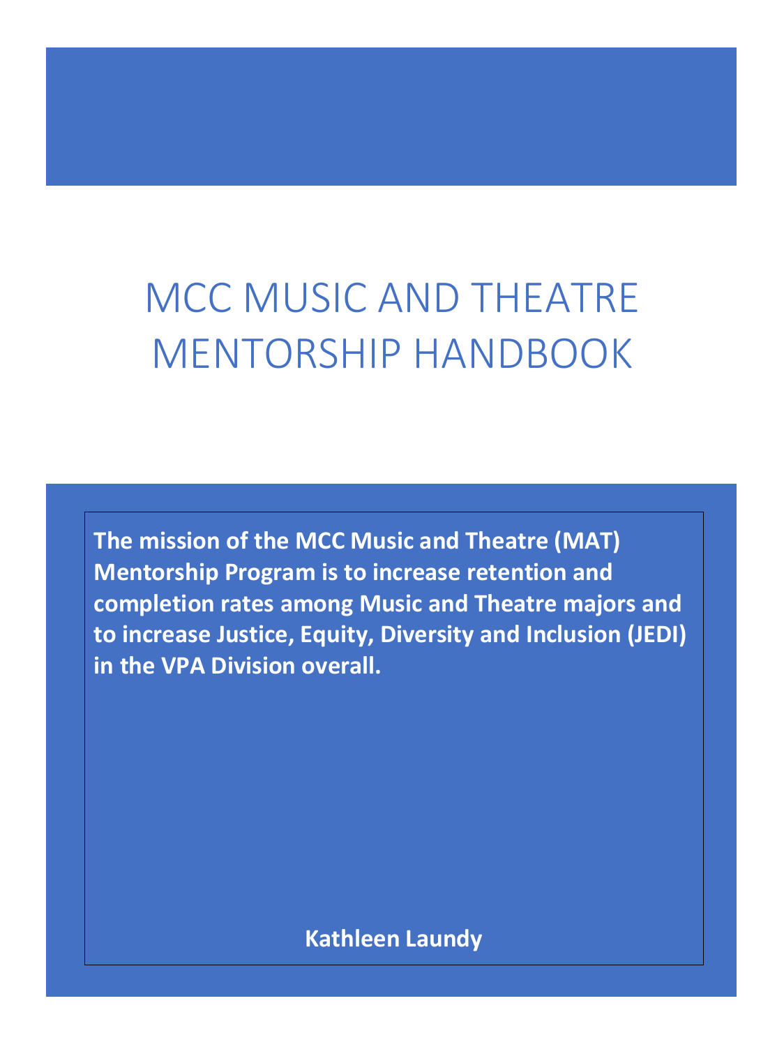# MCC MUSIC AND THEATRE MENTORSHIP HANDBOOK

**The mission of the MCC Music and Theatre (MAT) Mentorship Program is to increase retention and completion rates among Music and Theatre majors and to increase Justice, Equity, Diversity and Inclusion (JEDI) in the VPA Division overall.**

**Kathleen Laundy**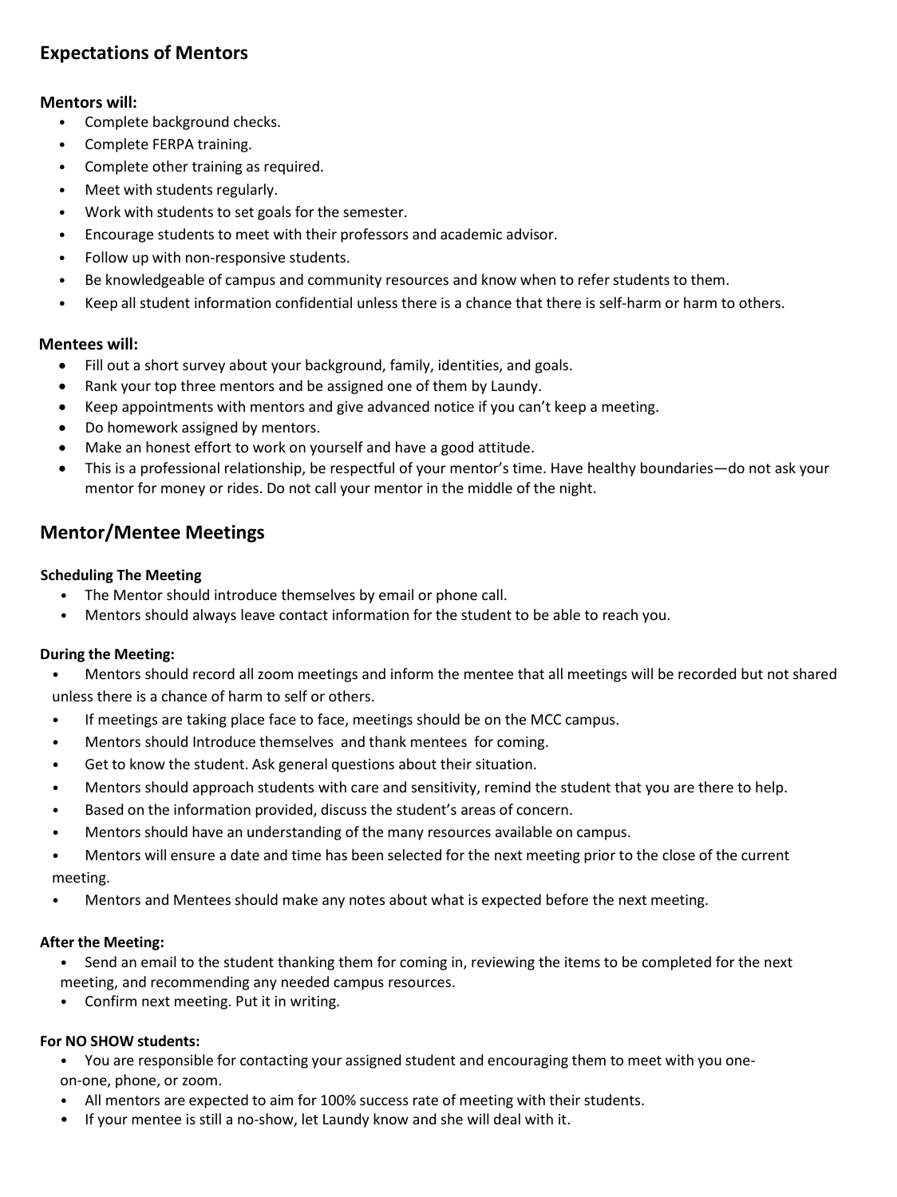## Expectations of Mentors

**Mentors will:**

- Complete background checks.
- Complete FERPA training.
- Complete other training as required.
- Meet with students regularly.
- Work with students to set goals for the semester.
- Encourage students to meet with their professors and academic advisor.
- Follow up with non-responsive students.
- Be knowledgeable of campus and community resources and know when to refer students to them.
- Keep all student information confidential unless there is a chance that there is self-harm or harm to others.

**Mentees will:**

- Fill out a short survey about your background, family, identities, and goals.
- Rank your top three mentors and be assigned one of them by Laundy.
- Keep appointments with mentors and give advanced notice if you can't keep a meeting.
- Do homework assigned by mentors.
- Make an honest effort to work on yourself and have a good attitude.
- This is a professional relationship, be respectful of your mentor's time. Have healthy boundaries—do not ask your mentor for money or rides. Do not call your mentor in the middle of the night.

## Mentor/Mentee Meetings

**Scheduling The Meeting**

- The Mentor should introduce themselves by email or phone call.
- Mentors should always leave contact information for the student to be able to reach you.

**During the Meeting:**

- Mentors should record all zoom meetings and inform the mentee that all meetings will be recorded but not shared unless there is a chance of harm to self or others.
- If meetings are taking place face to face, meetings should be on the MCC campus.
- Mentors should Introduce themselves and thank mentees for coming.
- Get to know the student. Ask general questions about their situation.
- Mentors should approach students with care and sensitivity, remind the student that you are there to help.
- Based on the information provided, discuss the student's areas of concern.
- Mentors should have an understanding of the many resources available on campus.
- Mentors will ensure a date and time has been selected for the next meeting prior to the close of the current meeting.
- Mentors and Mentees should make any notes about what is expected before the next meeting.

**After the Meeting:**

- Send an email to the student thanking them for coming in, reviewing the items to be completed for the next meeting, and recommending any needed campus resources.
- Confirm next meeting. Put it in writing.

**For NO SHOW students:**

- You are responsible for contacting your assigned student and encouraging them to meet with you one-on-one, phone, or zoom.
- All mentors are expected to aim for 100% success rate of meeting with their students.
- If your mentee is still a no-show, let Laundy know and she will deal with it.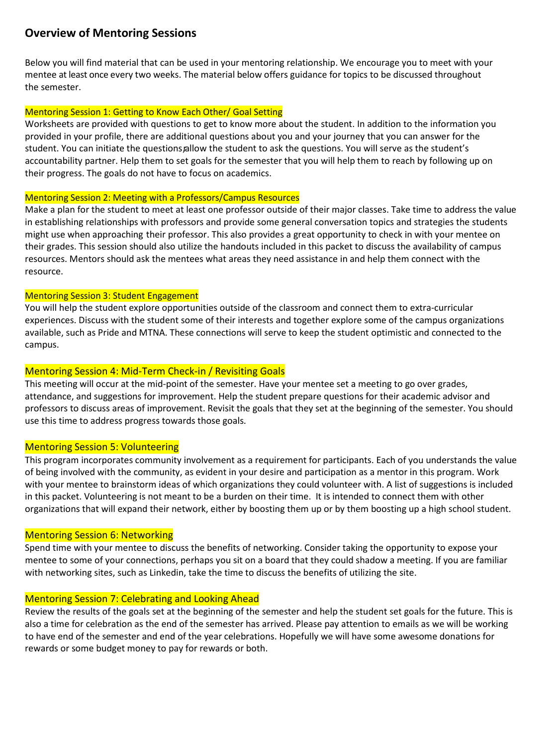## Overview of Mentoring Sessions

Below you will find material that can be used in your mentoring relationship. We encourage you to meet with your mentee at least once every two weeks. The material below offers guidance for topics to be discussed throughout the semester.

### Mentoring Session 1: Getting to Know Each Other/ Goal Setting

Worksheets are provided with questions to get to know more about the student. In addition to the information you provided in your profile, there are additional questions about you and your journey that you can answer for the student. You can initiate the questions, allow the student to ask the questions. You will serve as the student's accountability partner. Help them to set goals for the semester that you will help them to reach by following up on their progress. The goals do not have to focus on academics.

### Mentoring Session 2: Meeting with a Professors/Campus Resources

Make a plan for the student to meet at least one professor outside of their major classes. Take time to address the value in establishing relationships with professors and provide some general conversation topics and strategies the students might use when approaching their professor. This also provides a great opportunity to check in with your mentee on their grades. This session should also utilize the handouts included in this packet to discuss the availability of campus resources. Mentors should ask the mentees what areas they need assistance in and help them connect with the resource.

### Mentoring Session 3: Student Engagement

You will help the student explore opportunities outside of the classroom and connect them to extra-curricular experiences. Discuss with the student some of their interests and together explore some of the campus organizations available, such as Pride and MTNA. These connections will serve to keep the student optimistic and connected to the campus.

### Mentoring Session 4: Mid-Term Check-in / Revisiting Goals

This meeting will occur at the mid-point of the semester. Have your mentee set a meeting to go over grades, attendance, and suggestions for improvement. Help the student prepare questions for their academic advisor and professors to discuss areas of improvement. Revisit the goals that they set at the beginning of the semester. You should use this time to address progress towards those goals.

### Mentoring Session 5: Volunteering

This program incorporates community involvement as a requirement for participants. Each of you understands the value of being involved with the community, as evident in your desire and participation as a mentor in this program. Work with your mentee to brainstorm ideas of which organizations they could volunteer with. A list of suggestions is included in this packet. Volunteering is not meant to be a burden on their time. It is intended to connect them with other organizations that will expand their network, either by boosting them up or by them boosting up a high school student.

### Mentoring Session 6: Networking

Spend time with your mentee to discuss the benefits of networking. Consider taking the opportunity to expose your mentee to some of your connections, perhaps you sit on a board that they could shadow a meeting. If you are familiar with networking sites, such as Linkedin, take the time to discuss the benefits of utilizing the site.

### Mentoring Session 7: Celebrating and Looking Ahead

Review the results of the goals set at the beginning of the semester and help the student set goals for the future. This is also a time for celebration as the end of the semester has arrived. Please pay attention to emails as we will be working to have end of the semester and end of the year celebrations. Hopefully we will have some awesome donations for rewards or some budget money to pay for rewards or both.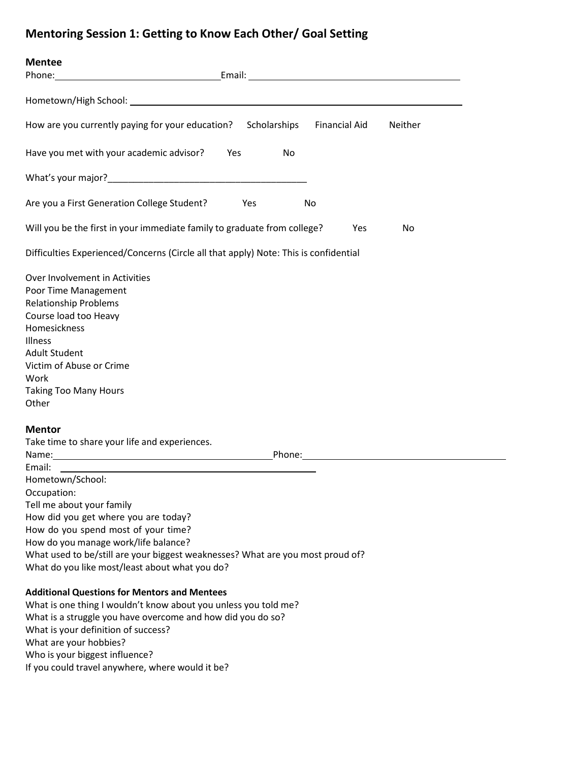## Mentoring Session 1: Getting to Know Each Other/ Goal Setting

### Mentee

Phone:_______________________________ Email: ________________________________________

Hometown/High School: ____________________________________________________________

How are you currently paying for your education? Scholarships Financial Aid Neither

Have you met with your academic advisor? Yes No

What's your major?______________________________________

Are you a First Generation College Student? Yes No

Will you be the first in your immediate family to graduate from college? Yes No

Difficulties Experienced/Concerns (Circle all that apply) Note: This is confidential

Over Involvement in Activities
Poor Time Management
Relationship Problems
Course load too Heavy
Homesickness
Illness
Adult Student
Victim of Abuse or Crime
Work
Taking Too Many Hours
Other

### Mentor

Take time to share your life and experiences.
Name:___________________________________________ Phone:________________________________________
Email: ____________________________________________________
Hometown/School:
Occupation:
Tell me about your family
How did you get where you are today?
How do you spend most of your time?
How do you manage work/life balance?
What used to be/still are your biggest weaknesses? What are you most proud of?
What do you like most/least about what you do?

**Additional Questions for Mentors and Mentees**

What is one thing I wouldn't know about you unless you told me?
What is a struggle you have overcome and how did you do so?
What is your definition of success?
What are your hobbies?
Who is your biggest influence?
If you could travel anywhere, where would it be?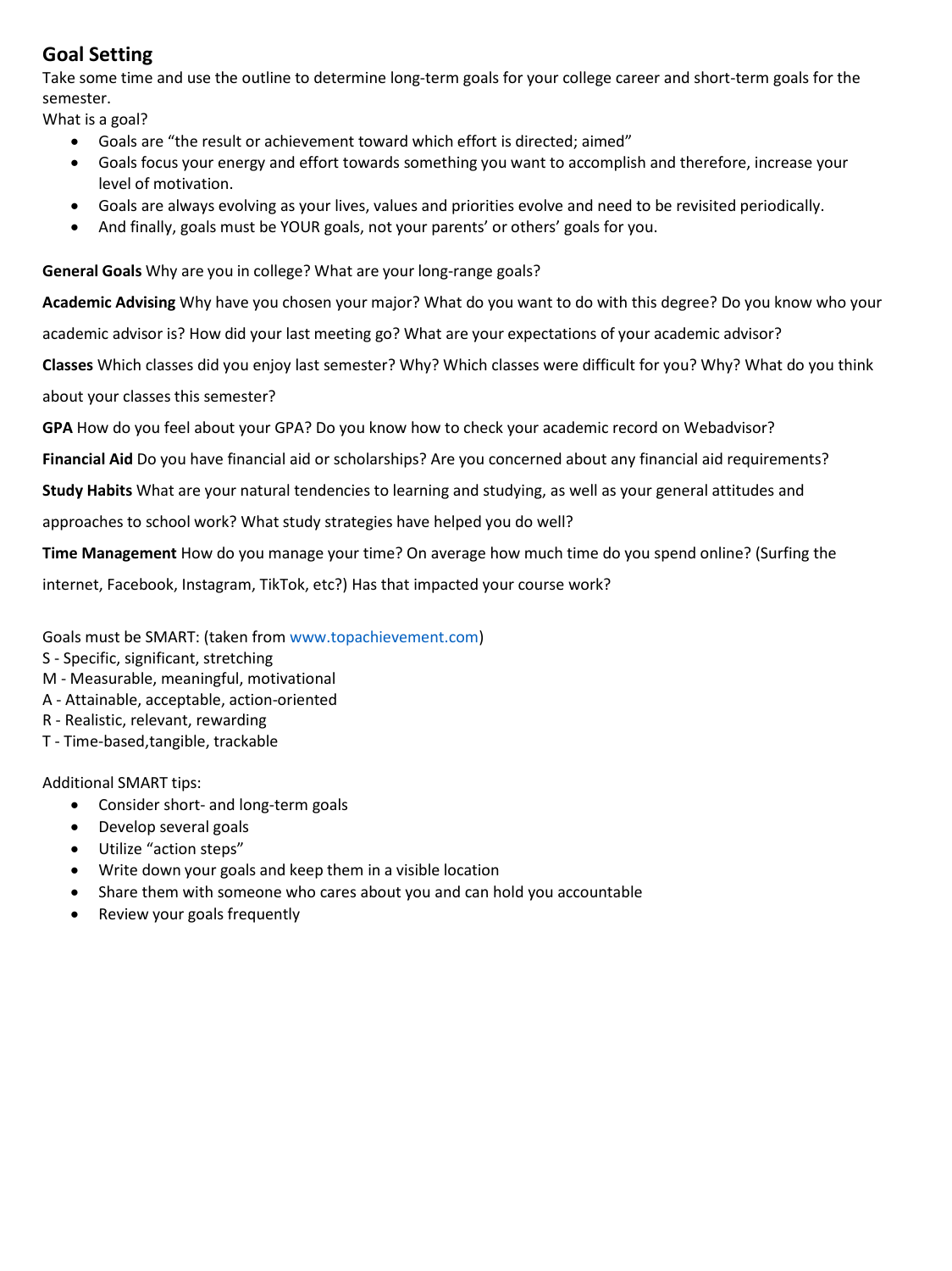## Goal Setting

Take some time and use the outline to determine long-term goals for your college career and short-term goals for the semester.

What is a goal?

- Goals are "the result or achievement toward which effort is directed; aimed"
- Goals focus your energy and effort towards something you want to accomplish and therefore, increase your level of motivation.
- Goals are always evolving as your lives, values and priorities evolve and need to be revisited periodically.
- And finally, goals must be YOUR goals, not your parents' or others' goals for you.

**General Goals** Why are you in college? What are your long-range goals?

**Academic Advising** Why have you chosen your major? What do you want to do with this degree? Do you know who your academic advisor is? How did your last meeting go? What are your expectations of your academic advisor?

**Classes** Which classes did you enjoy last semester? Why? Which classes were difficult for you? Why? What do you think about your classes this semester?

**GPA** How do you feel about your GPA? Do you know how to check your academic record on Webadvisor?

**Financial Aid** Do you have financial aid or scholarships? Are you concerned about any financial aid requirements?

**Study Habits** What are your natural tendencies to learning and studying, as well as your general attitudes and approaches to school work? What study strategies have helped you do well?

**Time Management** How do you manage your time? On average how much time do you spend online? (Surfing the internet, Facebook, Instagram, TikTok, etc?) Has that impacted your course work?

Goals must be SMART: (taken from www.topachievement.com)

S - Specific, significant, stretching
M - Measurable, meaningful, motivational
A - Attainable, acceptable, action-oriented
R - Realistic, relevant, rewarding
T - Time-based,tangible, trackable

Additional SMART tips:

- Consider short- and long-term goals
- Develop several goals
- Utilize "action steps"
- Write down your goals and keep them in a visible location
- Share them with someone who cares about you and can hold you accountable
- Review your goals frequently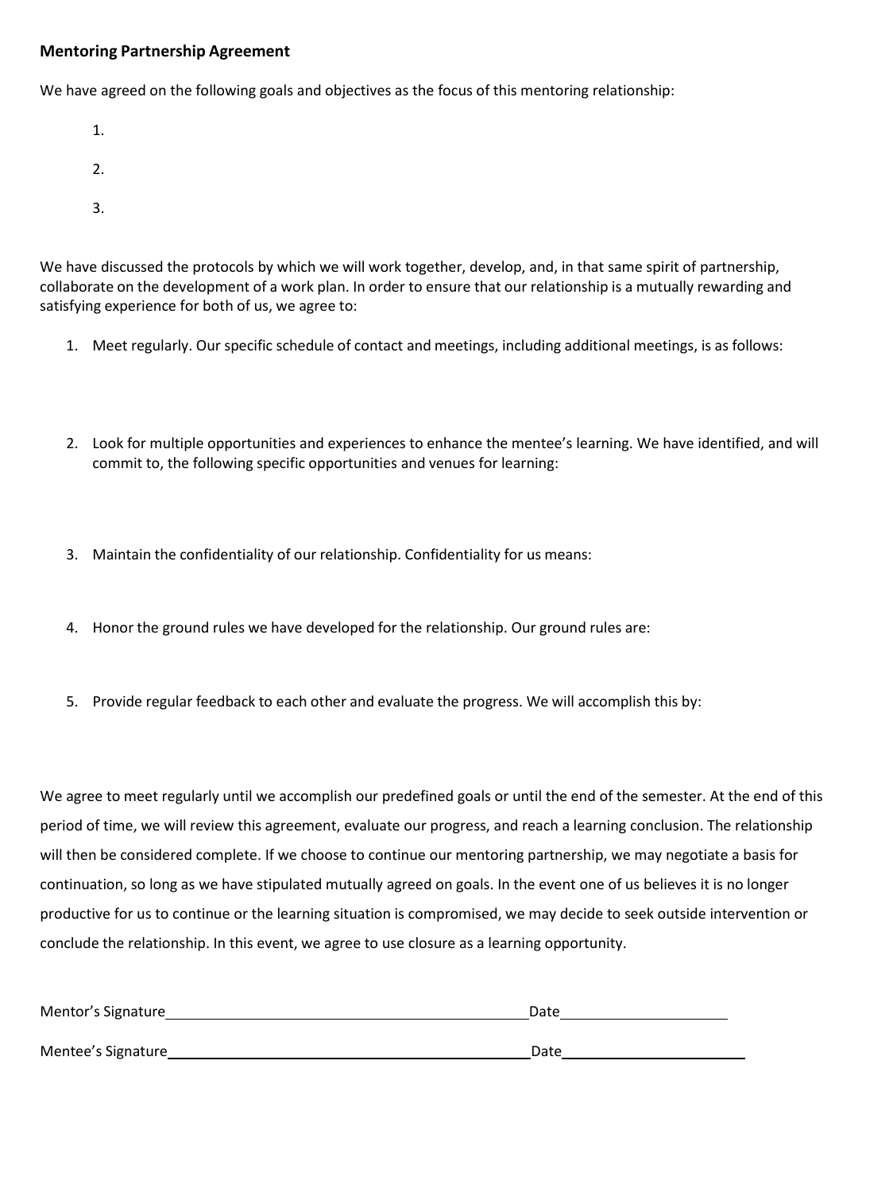**Mentoring Partnership Agreement**

We have agreed on the following goals and objectives as the focus of this mentoring relationship:

1.

2.

3.

We have discussed the protocols by which we will work together, develop, and, in that same spirit of partnership, collaborate on the development of a work plan. In order to ensure that our relationship is a mutually rewarding and satisfying experience for both of us, we agree to:

1. Meet regularly. Our specific schedule of contact and meetings, including additional meetings, is as follows:

2. Look for multiple opportunities and experiences to enhance the mentee's learning. We have identified, and will commit to, the following specific opportunities and venues for learning:

3. Maintain the confidentiality of our relationship. Confidentiality for us means:

4. Honor the ground rules we have developed for the relationship. Our ground rules are:

5. Provide regular feedback to each other and evaluate the progress. We will accomplish this by:

We agree to meet regularly until we accomplish our predefined goals or until the end of the semester. At the end of this period of time, we will review this agreement, evaluate our progress, and reach a learning conclusion. The relationship will then be considered complete. If we choose to continue our mentoring partnership, we may negotiate a basis for continuation, so long as we have stipulated mutually agreed on goals. In the event one of us believes it is no longer productive for us to continue or the learning situation is compromised, we may decide to seek outside intervention or conclude the relationship. In this event, we agree to use closure as a learning opportunity.

Mentor's Signature_______________________________________________ Date_____________________

Mentee's Signature_______________________________________________ Date_____________________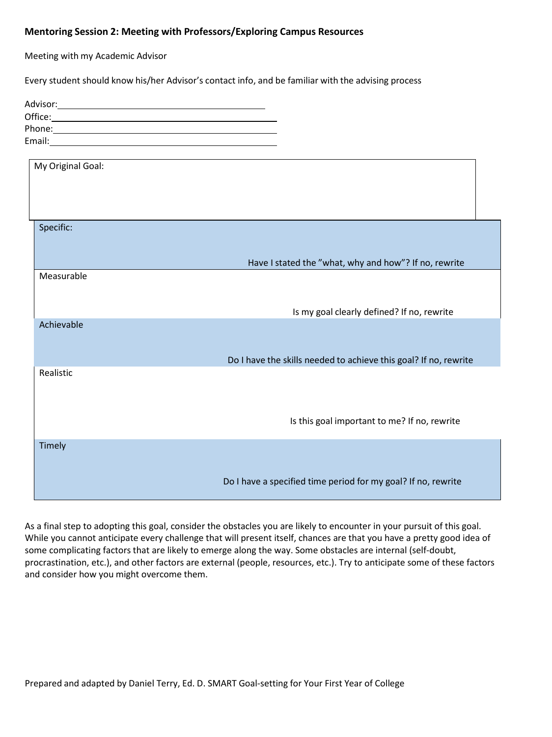**Mentoring Session 2: Meeting with Professors/Exploring Campus Resources**

Meeting with my Academic Advisor

Every student should know his/her Advisor's contact info, and be familiar with the advising process

Advisor:\_\_\_\_\_\_\_\_\_\_\_\_\_\_\_\_\_\_\_\_\_\_\_\_\_\_\_\_\_\_\_\_\_\_\_\_\_\_\_\_

Office:\_\_\_\_\_\_\_\_\_\_\_\_\_\_\_\_\_\_\_\_\_\_\_\_\_\_\_\_\_\_\_\_\_\_\_\_\_\_\_\_\_\_

Phone:\_\_\_\_\_\_\_\_\_\_\_\_\_\_\_\_\_\_\_\_\_\_\_\_\_\_\_\_\_\_\_\_\_\_\_\_\_\_\_\_\_\_

Email:\_\_\_\_\_\_\_\_\_\_\_\_\_\_\_\_\_\_\_\_\_\_\_\_\_\_\_\_\_\_\_\_\_\_\_\_\_\_\_\_\_\_\_

| My Original Goal: |
|---|
| |

| | |
|---|---|
| Specific: | Have I stated the "what, why and how"? If no, rewrite |
| Measurable | Is my goal clearly defined? If no, rewrite |
| Achievable | Do I have the skills needed to achieve this goal? If no, rewrite |
| Realistic | Is this goal important to me? If no, rewrite |
| Timely | Do I have a specified time period for my goal? If no, rewrite |

As a final step to adopting this goal, consider the obstacles you are likely to encounter in your pursuit of this goal. While you cannot anticipate every challenge that will present itself, chances are that you have a pretty good idea of some complicating factors that are likely to emerge along the way. Some obstacles are internal (self-doubt, procrastination, etc.), and other factors are external (people, resources, etc.). Try to anticipate some of these factors and consider how you might overcome them.

Prepared and adapted by Daniel Terry, Ed. D. SMART Goal-setting for Your First Year of College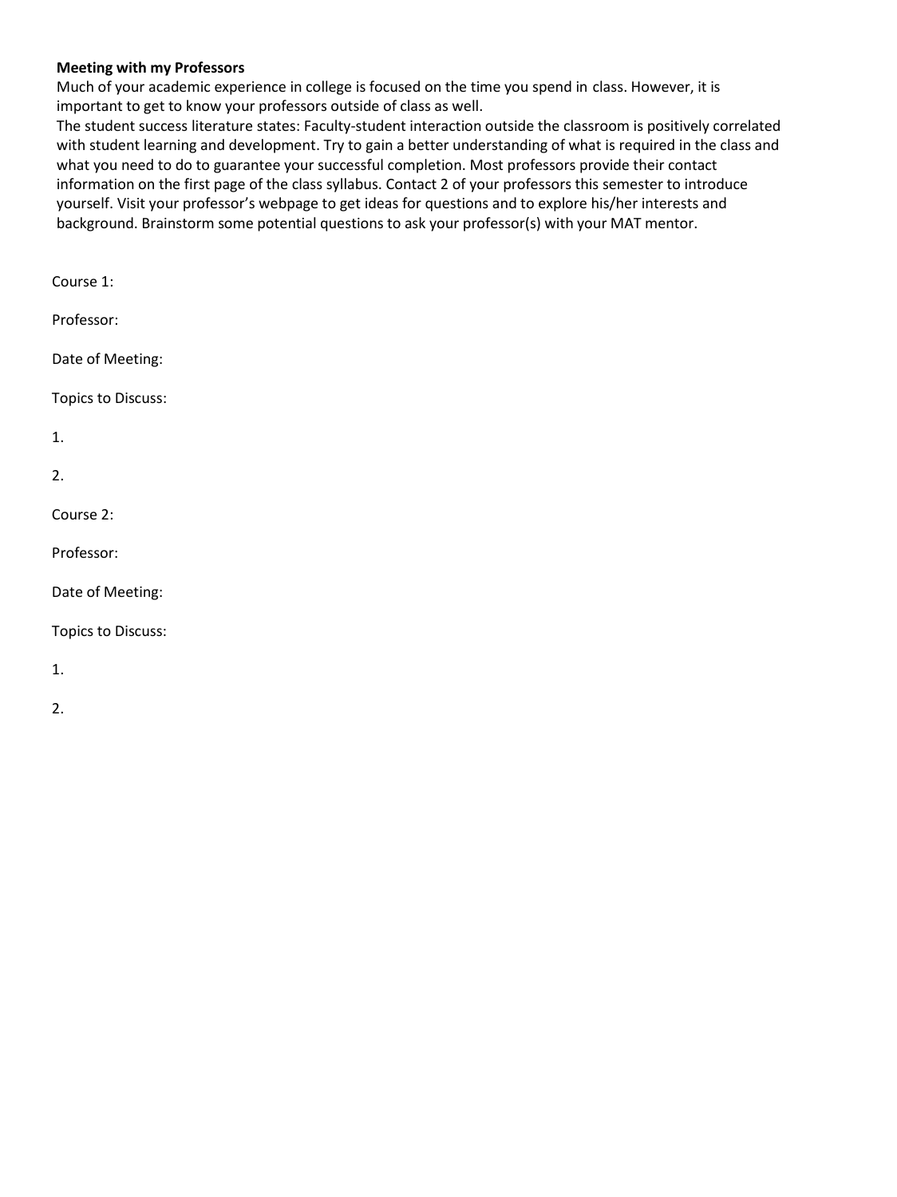**Meeting with my Professors**

Much of your academic experience in college is focused on the time you spend in class. However, it is important to get to know your professors outside of class as well.

The student success literature states: Faculty-student interaction outside the classroom is positively correlated with student learning and development. Try to gain a better understanding of what is required in the class and what you need to do to guarantee your successful completion. Most professors provide their contact information on the first page of the class syllabus. Contact 2 of your professors this semester to introduce yourself. Visit your professor's webpage to get ideas for questions and to explore his/her interests and background. Brainstorm some potential questions to ask your professor(s) with your MAT mentor.

Course 1:

Professor:

Date of Meeting:

Topics to Discuss:

1.

2.

Course 2:

Professor:

Date of Meeting:

Topics to Discuss:

1.

2.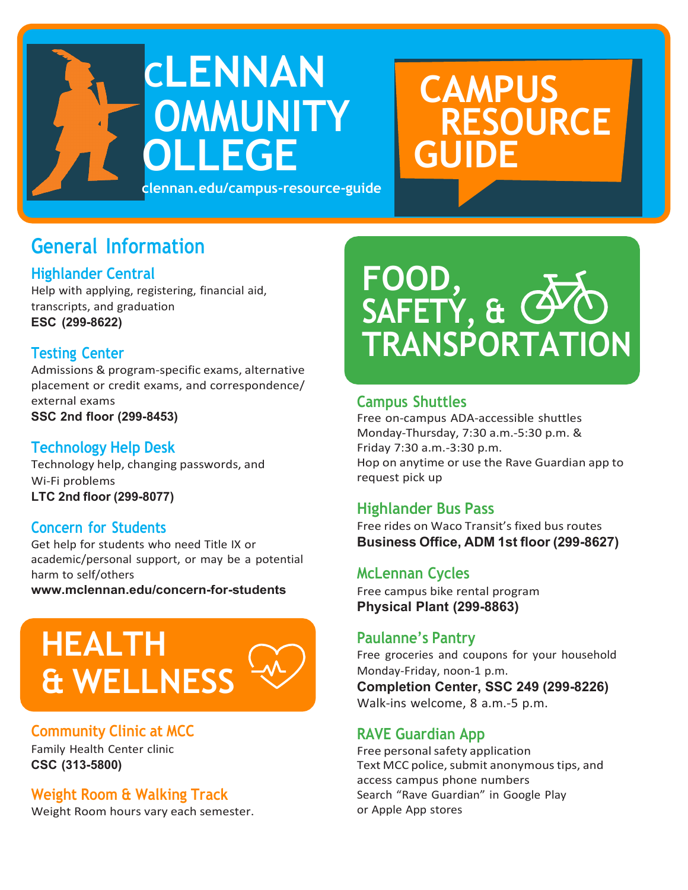# cLENNAN OMMUNITY OLLEGE

clennan.edu/campus-resource-guide

# CAMPUS RESOURCE GUIDE

## General Information

### Highlander Central

Help with applying, registering, financial aid, transcripts, and graduation

**ESC (299-8622)**

### Testing Center

Admissions & program-specific exams, alternative placement or credit exams, and correspondence/ external exams

**SSC 2nd floor (299-8453)**

### Technology Help Desk

Technology help, changing passwords, and Wi-Fi problems

**LTC 2nd floor (299-8077)**

### Concern for Students

Get help for students who need Title IX or academic/personal support, or may be a potential harm to self/others

**www.mclennan.edu/concern-for-students**

## HEALTH & WELLNESS

### Community Clinic at MCC

Family Health Center clinic

**CSC (313-5800)**

### Weight Room & Walking Track

Weight Room hours vary each semester.

## FOOD, SAFETY, & TRANSPORTATION

### Campus Shuttles

Free on-campus ADA-accessible shuttles
Monday-Thursday, 7:30 a.m.-5:30 p.m. &
Friday 7:30 a.m.-3:30 p.m.
Hop on anytime or use the Rave Guardian app to request pick up

### Highlander Bus Pass

Free rides on Waco Transit's fixed bus routes

**Business Office, ADM 1st floor (299-8627)**

### McLennan Cycles

Free campus bike rental program

**Physical Plant (299-8863)**

### Paulanne's Pantry

Free groceries and coupons for your household
Monday-Friday, noon-1 p.m.

**Completion Center, SSC 249 (299-8226)**

Walk-ins welcome, 8 a.m.-5 p.m.

### RAVE Guardian App

Free personal safety application
Text MCC police, submit anonymous tips, and access campus phone numbers
Search "Rave Guardian" in Google Play or Apple App stores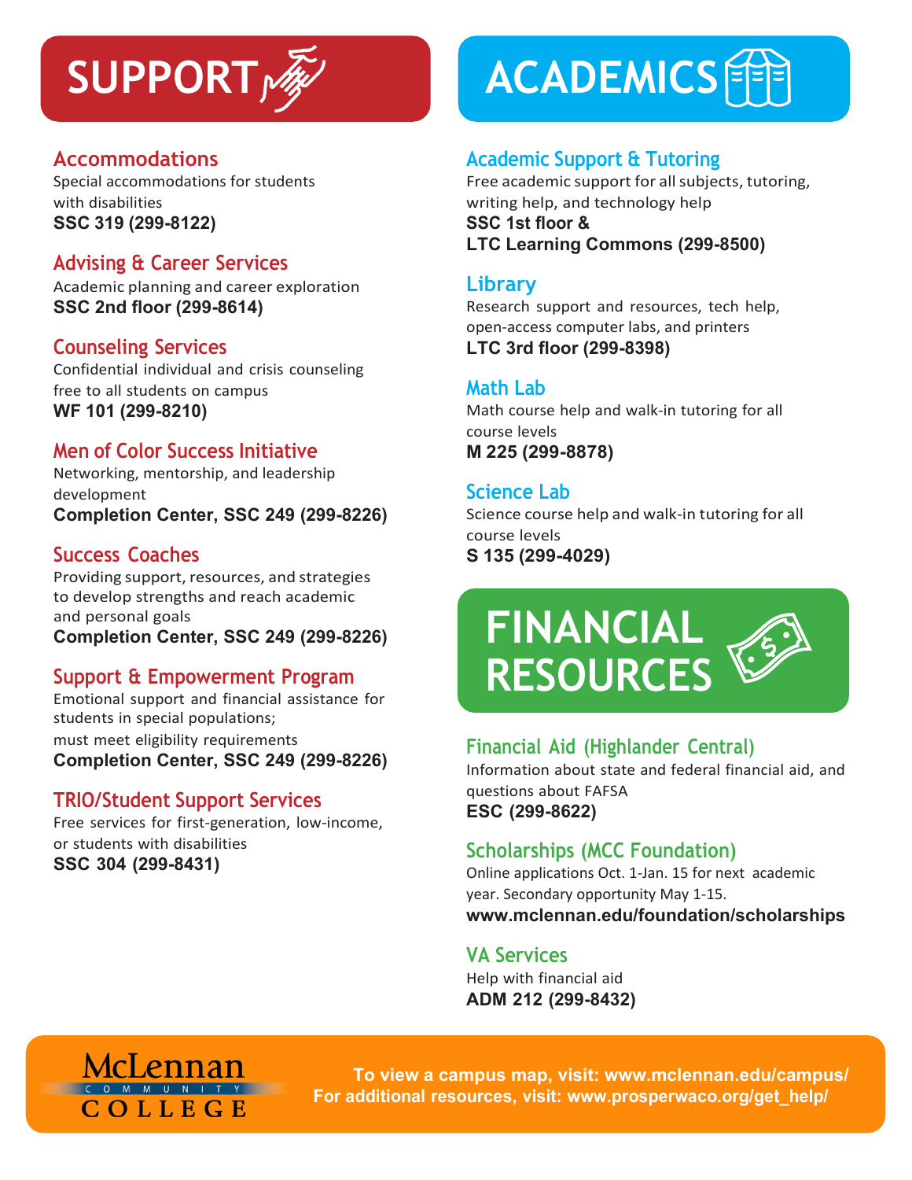# SUPPORT

### Accommodations
Special accommodations for students with disabilities
**SSC 319 (299-8122)**

### Advising & Career Services
Academic planning and career exploration
**SSC 2nd floor (299-8614)**

### Counseling Services
Confidential individual and crisis counseling free to all students on campus
**WF 101 (299-8210)**

### Men of Color Success Initiative
Networking, mentorship, and leadership development
**Completion Center, SSC 249 (299-8226)**

### Success Coaches
Providing support, resources, and strategies to develop strengths and reach academic and personal goals
**Completion Center, SSC 249 (299-8226)**

### Support & Empowerment Program
Emotional support and financial assistance for students in special populations;
must meet eligibility requirements
**Completion Center, SSC 249 (299-8226)**

### TRIO/Student Support Services
Free services for first-generation, low-income, or students with disabilities
**SSC 304 (299-8431)**

# ACADEMICS

### Academic Support & Tutoring
Free academic support for all subjects, tutoring, writing help, and technology help
**SSC 1st floor &**
**LTC Learning Commons (299-8500)**

### Library
Research support and resources, tech help, open-access computer labs, and printers
**LTC 3rd floor (299-8398)**

### Math Lab
Math course help and walk-in tutoring for all course levels
**M 225 (299-8878)**

### Science Lab
Science course help and walk-in tutoring for all course levels
**S 135 (299-4029)**

# FINANCIAL RESOURCES

### Financial Aid (Highlander Central)
Information about state and federal financial aid, and questions about FAFSA
**ESC (299-8622)**

### Scholarships (MCC Foundation)
Online applications Oct. 1-Jan. 15 for next academic year. Secondary opportunity May 1-15.
**www.mclennan.edu/foundation/scholarships**

### VA Services
Help with financial aid
**ADM 212 (299-8432)**

McLennan Community College

**To view a campus map, visit: www.mclennan.edu/campus/**
**For additional resources, visit: www.prosperwaco.org/get_help/**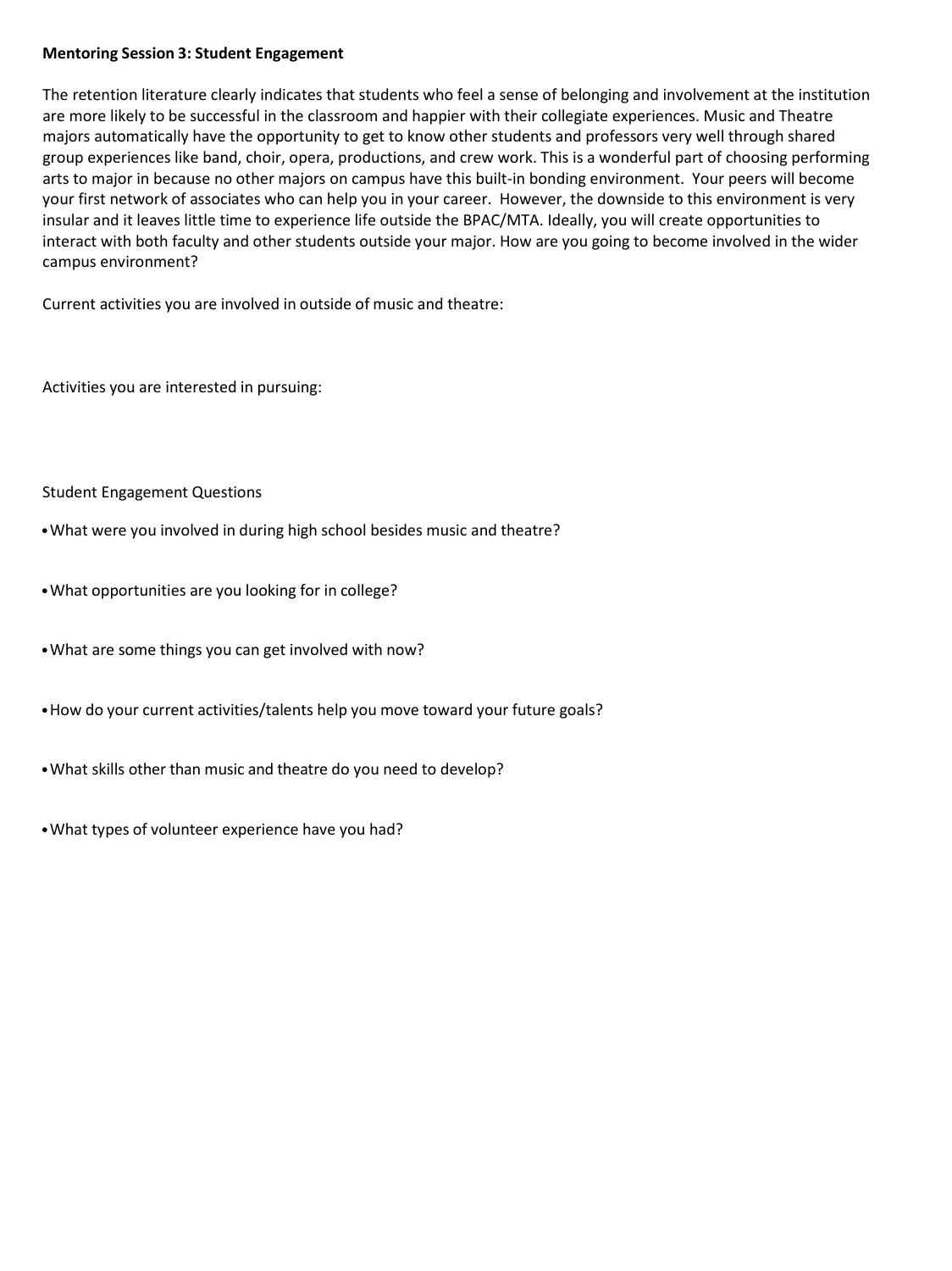**Mentoring Session 3: Student Engagement**

The retention literature clearly indicates that students who feel a sense of belonging and involvement at the institution are more likely to be successful in the classroom and happier with their collegiate experiences. Music and Theatre majors automatically have the opportunity to get to know other students and professors very well through shared group experiences like band, choir, opera, productions, and crew work. This is a wonderful part of choosing performing arts to major in because no other majors on campus have this built-in bonding environment. Your peers will become your first network of associates who can help you in your career. However, the downside to this environment is very insular and it leaves little time to experience life outside the BPAC/MTA. Ideally, you will create opportunities to interact with both faculty and other students outside your major. How are you going to become involved in the wider campus environment?

Current activities you are involved in outside of music and theatre:

Activities you are interested in pursuing:

Student Engagement Questions

- What were you involved in during high school besides music and theatre?
- What opportunities are you looking for in college?
- What are some things you can get involved with now?
- How do your current activities/talents help you move toward your future goals?
- What skills other than music and theatre do you need to develop?
- What types of volunteer experience have you had?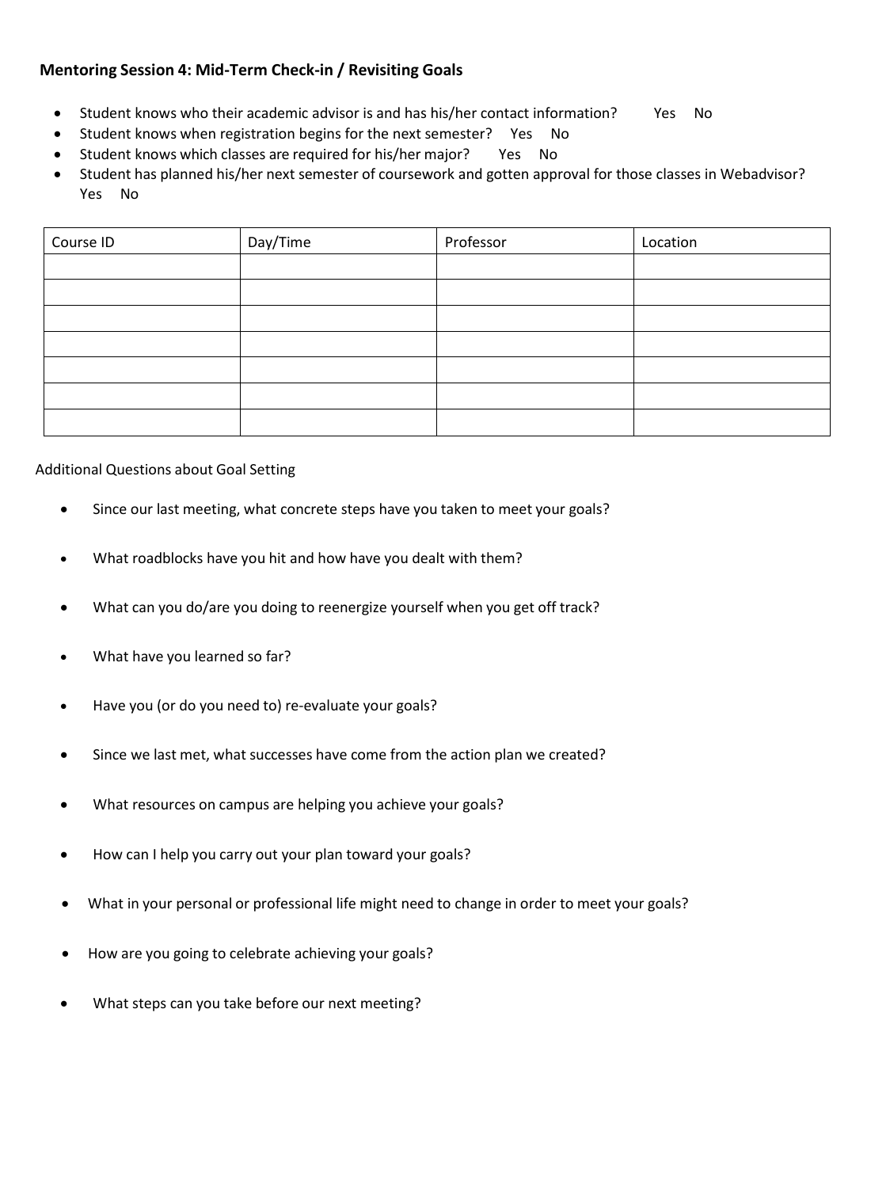**Mentoring Session 4: Mid-Term Check-in / Revisiting Goals**

- Student knows who their academic advisor is and has his/her contact information? Yes No
- Student knows when registration begins for the next semester? Yes No
- Student knows which classes are required for his/her major? Yes No
- Student has planned his/her next semester of coursework and gotten approval for those classes in Webadvisor? Yes No

| Course ID | Day/Time | Professor | Location |
|---|---|---|---|
| | | | |
| | | | |
| | | | |
| | | | |
| | | | |
| | | | |
| | | | |

Additional Questions about Goal Setting

- Since our last meeting, what concrete steps have you taken to meet your goals?
- What roadblocks have you hit and how have you dealt with them?
- What can you do/are you doing to reenergize yourself when you get off track?
- What have you learned so far?
- Have you (or do you need to) re-evaluate your goals?
- Since we last met, what successes have come from the action plan we created?
- What resources on campus are helping you achieve your goals?
- How can I help you carry out your plan toward your goals?
- What in your personal or professional life might need to change in order to meet your goals?
- How are you going to celebrate achieving your goals?
- What steps can you take before our next meeting?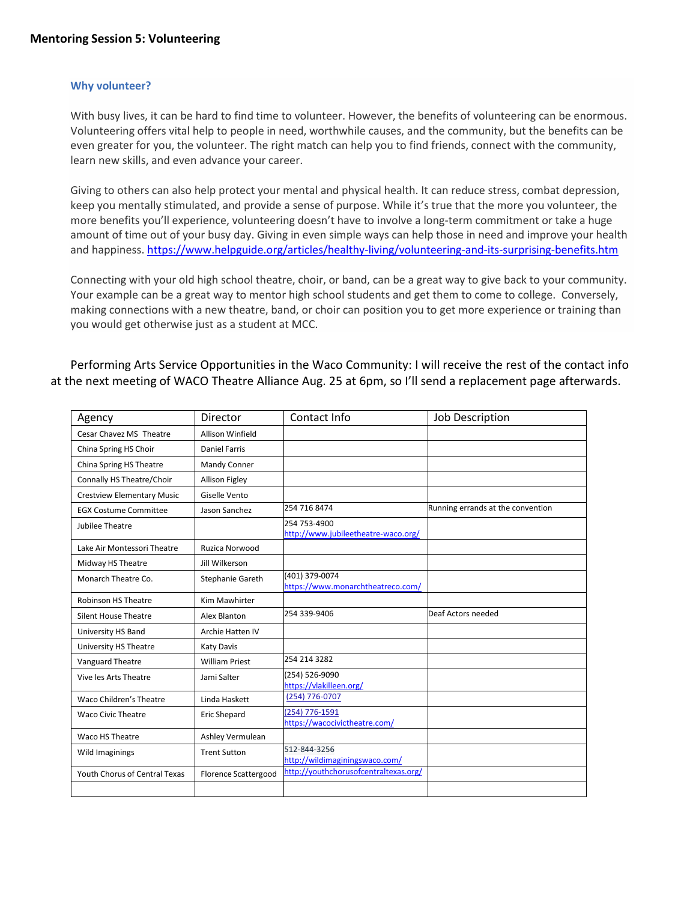**Mentoring Session 5: Volunteering**

### Why volunteer?

With busy lives, it can be hard to find time to volunteer. However, the benefits of volunteering can be enormous. Volunteering offers vital help to people in need, worthwhile causes, and the community, but the benefits can be even greater for you, the volunteer. The right match can help you to find friends, connect with the community, learn new skills, and even advance your career.

Giving to others can also help protect your mental and physical health. It can reduce stress, combat depression, keep you mentally stimulated, and provide a sense of purpose. While it's true that the more you volunteer, the more benefits you'll experience, volunteering doesn't have to involve a long-term commitment or take a huge amount of time out of your busy day. Giving in even simple ways can help those in need and improve your health and happiness. https://www.helpguide.org/articles/healthy-living/volunteering-and-its-surprising-benefits.htm

Connecting with your old high school theatre, choir, or band, can be a great way to give back to your community. Your example can be a great way to mentor high school students and get them to come to college. Conversely, making connections with a new theatre, band, or choir can position you to get more experience or training than you would get otherwise just as a student at MCC.

Performing Arts Service Opportunities in the Waco Community: I will receive the rest of the contact info at the next meeting of WACO Theatre Alliance Aug. 25 at 6pm, so I'll send a replacement page afterwards.

| Agency | Director | Contact Info | Job Description |
|---|---|---|---|
| Cesar Chavez MS Theatre | Allison Winfield | | |
| China Spring HS Choir | Daniel Farris | | |
| China Spring HS Theatre | Mandy Conner | | |
| Connally HS Theatre/Choir | Allison Figley | | |
| Crestview Elementary Music | Giselle Vento | | |
| EGX Costume Committee | Jason Sanchez | 254 716 8474 | Running errands at the convention |
| Jubilee Theatre | | 254 753-4900 http://www.jubileetheatre-waco.org/ | |
| Lake Air Montessori Theatre | Ruzica Norwood | | |
| Midway HS Theatre | Jill Wilkerson | | |
| Monarch Theatre Co. | Stephanie Gareth | (401) 379-0074 https://www.monarchtheatreco.com/ | |
| Robinson HS Theatre | Kim Mawhirter | | |
| Silent House Theatre | Alex Blanton | 254 339-9406 | Deaf Actors needed |
| University HS Band | Archie Hatten IV | | |
| University HS Theatre | Katy Davis | | |
| Vanguard Theatre | William Priest | 254 214 3282 | |
| Vive les Arts Theatre | Jami Salter | (254) 526-9090 https://vlakilleen.org/ | |
| Waco Children's Theatre | Linda Haskett | (254) 776-0707 | |
| Waco Civic Theatre | Eric Shepard | (254) 776-1591 https://wacocivictheatre.com/ | |
| Waco HS Theatre | Ashley Vermulean | | |
| Wild Imaginings | Trent Sutton | 512-844-3256 http://wildimaginingswaco.com/ | |
| Youth Chorus of Central Texas | Florence Scattergood | http://youthchorusofcentraltexas.org/ | |
| | | | |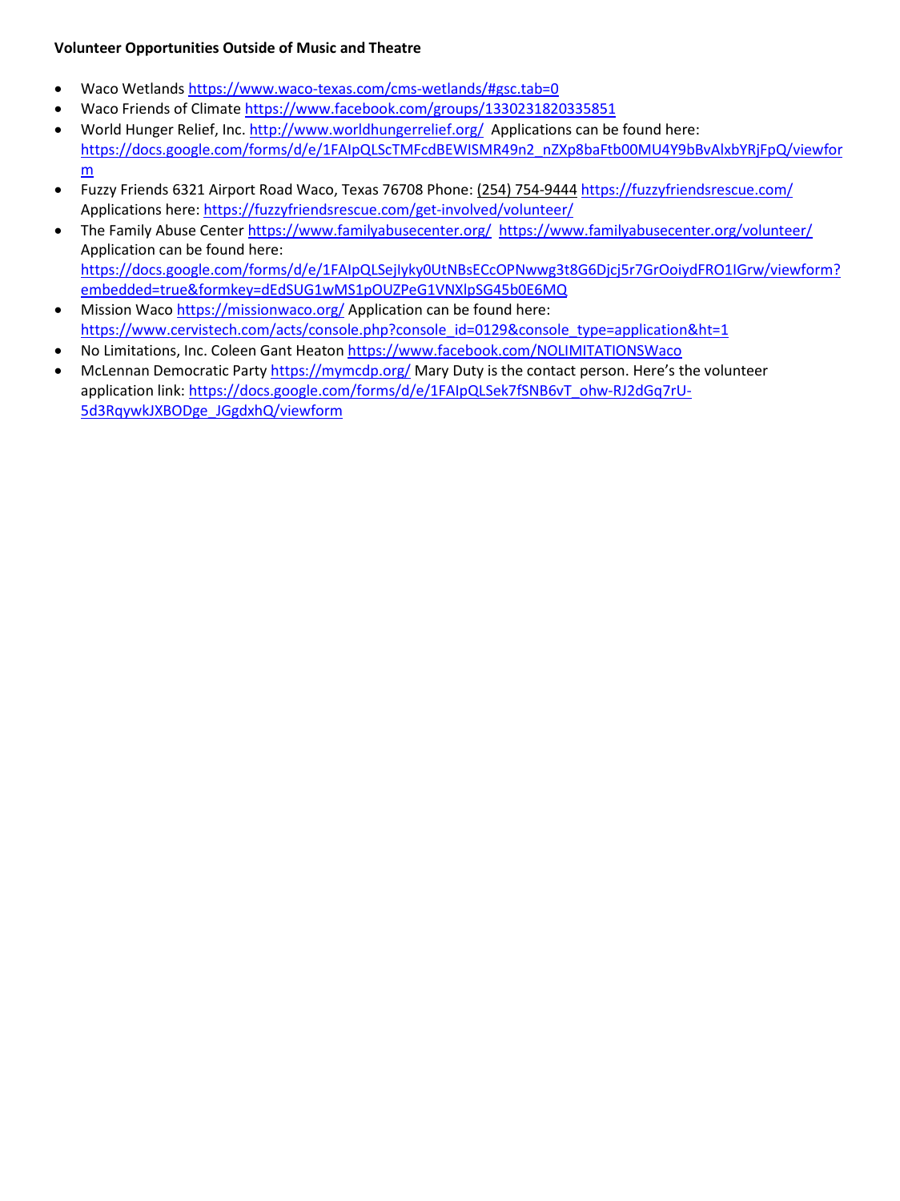**Volunteer Opportunities Outside of Music and Theatre**

- Waco Wetlands https://www.waco-texas.com/cms-wetlands/#gsc.tab=0
- Waco Friends of Climate https://www.facebook.com/groups/1330231820335851
- World Hunger Relief, Inc. http://www.worldhungerrelief.org/ Applications can be found here: https://docs.google.com/forms/d/e/1FAIpQLScTMFcdBEWISMR49n2_nZXp8baFtb00MU4Y9bBvAlxbYRjFpQ/viewform
- Fuzzy Friends 6321 Airport Road Waco, Texas 76708 Phone: (254) 754-9444 https://fuzzyfriendsrescue.com/ Applications here: https://fuzzyfriendsrescue.com/get-involved/volunteer/
- The Family Abuse Center https://www.familyabusecenter.org/ https://www.familyabusecenter.org/volunteer/ Application can be found here: https://docs.google.com/forms/d/e/1FAIpQLSejIyky0UtNBsECcOPNwwg3t8G6Djcj5r7GrOoiydFRO1IGrw/viewform?embedded=true&formkey=dEdSUG1wMS1pOUZPeG1VNXlpSG45b0E6MQ
- Mission Waco https://missionwaco.org/ Application can be found here: https://www.cervistech.com/acts/console.php?console_id=0129&console_type=application&ht=1
- No Limitations, Inc. Coleen Gant Heaton https://www.facebook.com/NOLIMITATIONSWaco
- McLennan Democratic Party https://mymcdp.org/ Mary Duty is the contact person. Here's the volunteer application link: https://docs.google.com/forms/d/e/1FAIpQLSek7fSNB6vT_ohw-RJ2dGq7rU-5d3RqywkJXBODge_JGgdxhQ/viewform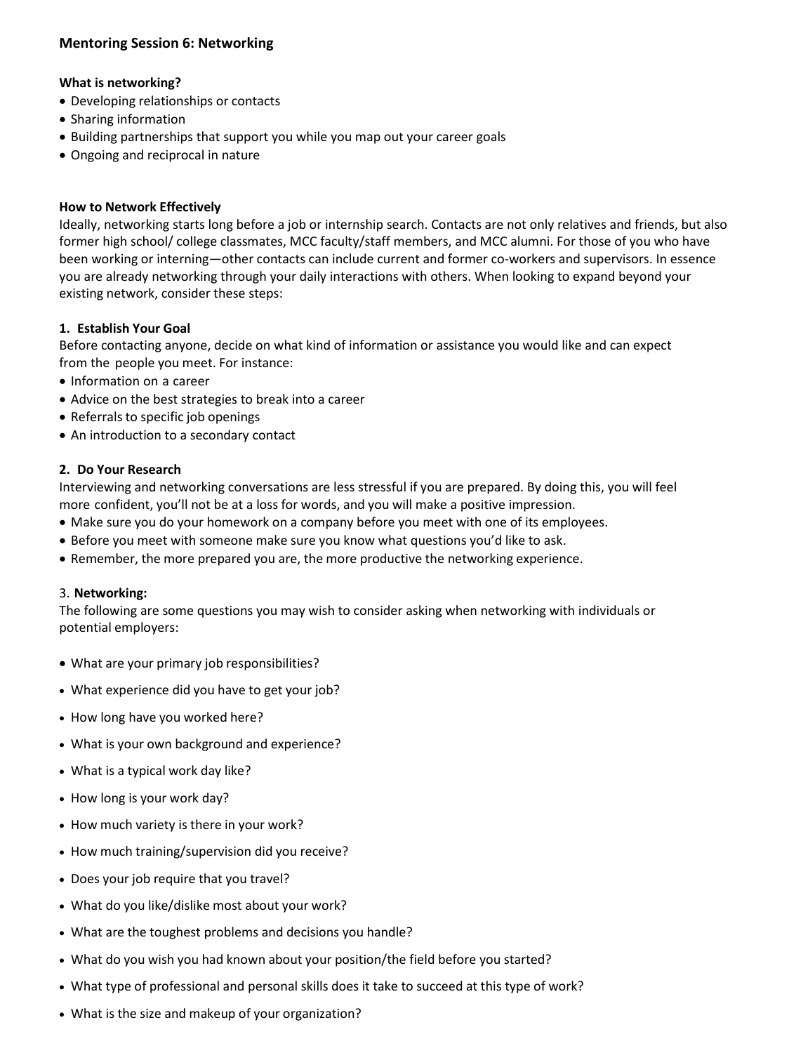## Mentoring Session 6: Networking

**What is networking?**

- Developing relationships or contacts
- Sharing information
- Building partnerships that support you while you map out your career goals
- Ongoing and reciprocal in nature

**How to Network Effectively**

Ideally, networking starts long before a job or internship search. Contacts are not only relatives and friends, but also former high school/ college classmates, MCC faculty/staff members, and MCC alumni. For those of you who have been working or interning—other contacts can include current and former co-workers and supervisors. In essence you are already networking through your daily interactions with others. When looking to expand beyond your existing network, consider these steps:

**1. Establish Your Goal**

Before contacting anyone, decide on what kind of information or assistance you would like and can expect from the people you meet. For instance:

- Information on a career
- Advice on the best strategies to break into a career
- Referrals to specific job openings
- An introduction to a secondary contact

**2. Do Your Research**

Interviewing and networking conversations are less stressful if you are prepared. By doing this, you will feel more confident, you'll not be at a loss for words, and you will make a positive impression.

- Make sure you do your homework on a company before you meet with one of its employees.
- Before you meet with someone make sure you know what questions you'd like to ask.
- Remember, the more prepared you are, the more productive the networking experience.

3. **Networking:**

The following are some questions you may wish to consider asking when networking with individuals or potential employers:

- What are your primary job responsibilities?
- What experience did you have to get your job?
- How long have you worked here?
- What is your own background and experience?
- What is a typical work day like?
- How long is your work day?
- How much variety is there in your work?
- How much training/supervision did you receive?
- Does your job require that you travel?
- What do you like/dislike most about your work?
- What are the toughest problems and decisions you handle?
- What do you wish you had known about your position/the field before you started?
- What type of professional and personal skills does it take to succeed at this type of work?
- What is the size and makeup of your organization?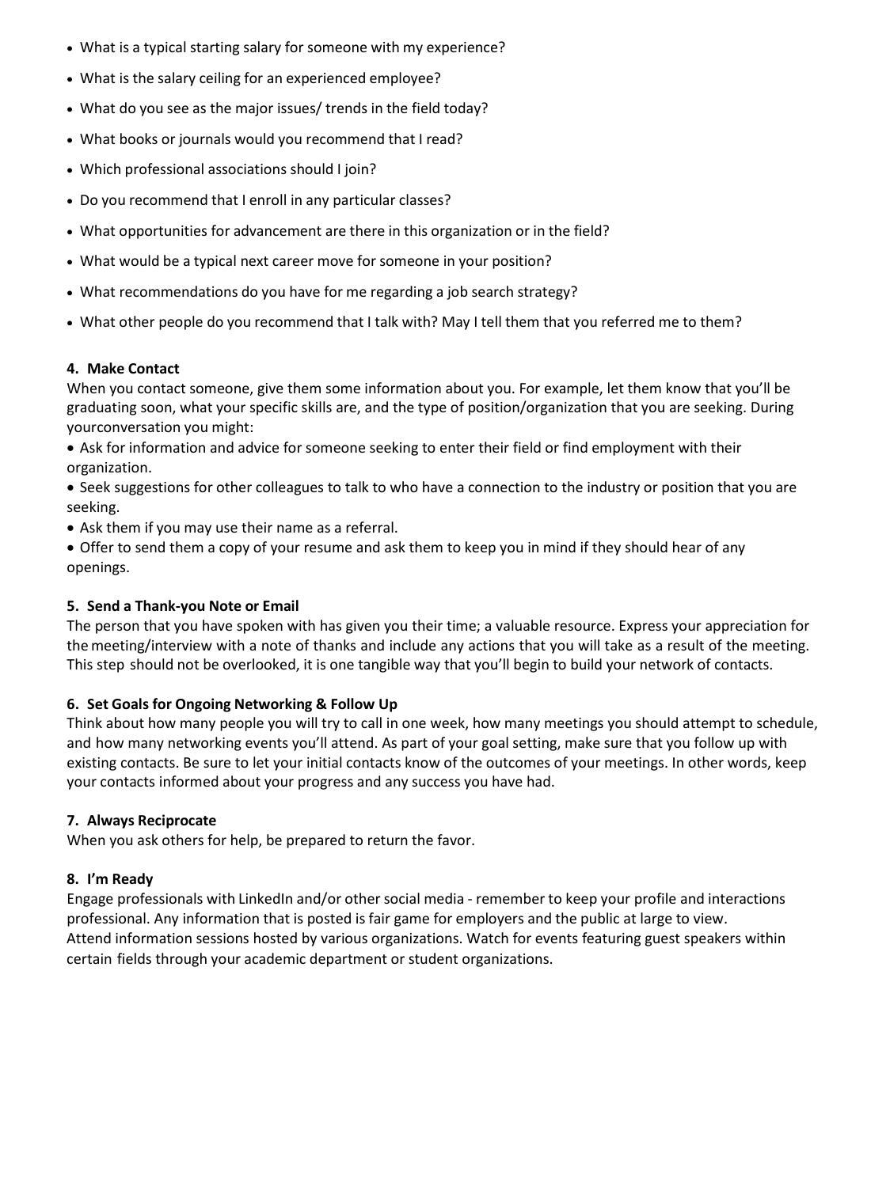- What is a typical starting salary for someone with my experience?
- What is the salary ceiling for an experienced employee?
- What do you see as the major issues/ trends in the field today?
- What books or journals would you recommend that I read?
- Which professional associations should I join?
- Do you recommend that I enroll in any particular classes?
- What opportunities for advancement are there in this organization or in the field?
- What would be a typical next career move for someone in your position?
- What recommendations do you have for me regarding a job search strategy?
- What other people do you recommend that I talk with? May I tell them that you referred me to them?

**4. Make Contact**

When you contact someone, give them some information about you. For example, let them know that you'll be graduating soon, what your specific skills are, and the type of position/organization that you are seeking. During yourconversation you might:

- Ask for information and advice for someone seeking to enter their field or find employment with their organization.
- Seek suggestions for other colleagues to talk to who have a connection to the industry or position that you are seeking.
- Ask them if you may use their name as a referral.
- Offer to send them a copy of your resume and ask them to keep you in mind if they should hear of any openings.

**5. Send a Thank-you Note or Email**

The person that you have spoken with has given you their time; a valuable resource. Express your appreciation for the meeting/interview with a note of thanks and include any actions that you will take as a result of the meeting. This step should not be overlooked, it is one tangible way that you'll begin to build your network of contacts.

**6. Set Goals for Ongoing Networking & Follow Up**

Think about how many people you will try to call in one week, how many meetings you should attempt to schedule, and how many networking events you'll attend. As part of your goal setting, make sure that you follow up with existing contacts. Be sure to let your initial contacts know of the outcomes of your meetings. In other words, keep your contacts informed about your progress and any success you have had.

**7. Always Reciprocate**

When you ask others for help, be prepared to return the favor.

**8. I'm Ready**

Engage professionals with LinkedIn and/or other social media - remember to keep your profile and interactions professional. Any information that is posted is fair game for employers and the public at large to view.
Attend information sessions hosted by various organizations. Watch for events featuring guest speakers within certain fields through your academic department or student organizations.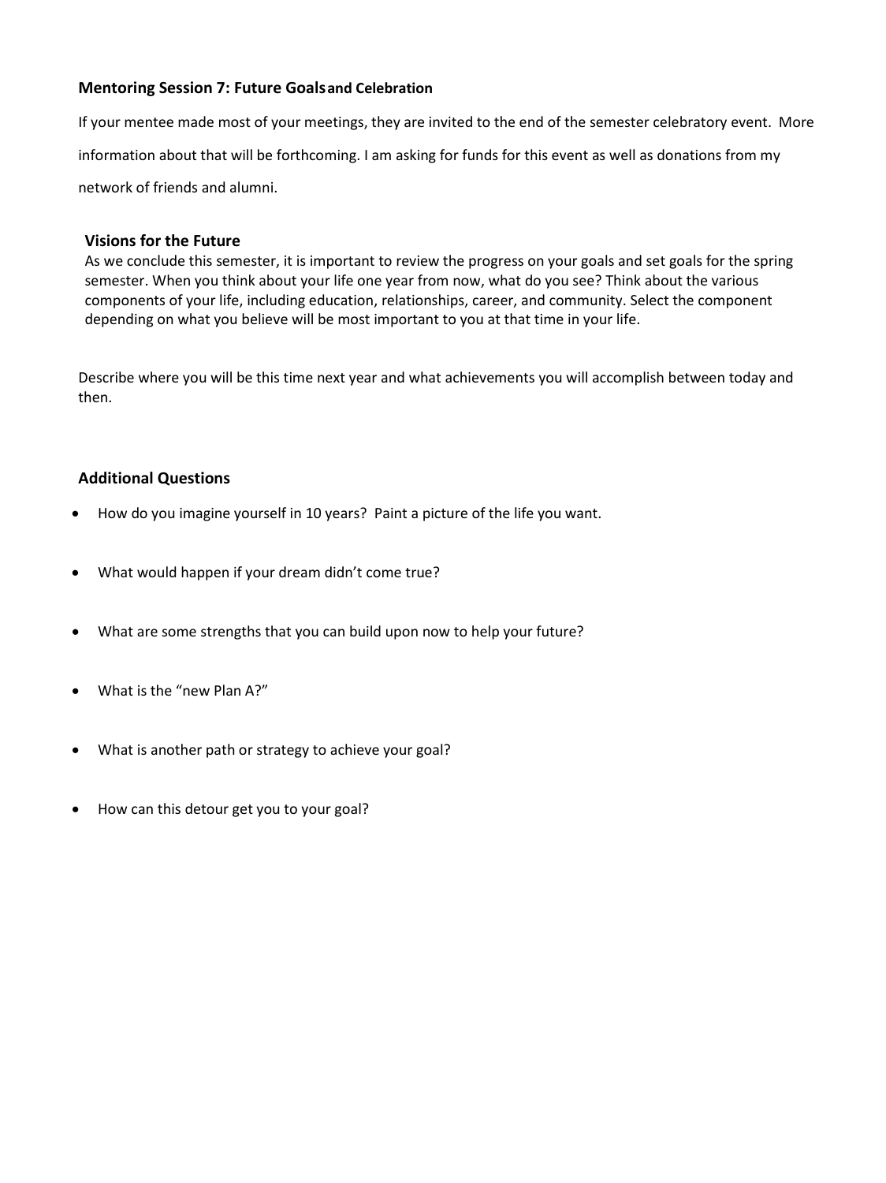### Mentoring Session 7: Future Goals and Celebration

If your mentee made most of your meetings, they are invited to the end of the semester celebratory event. More information about that will be forthcoming. I am asking for funds for this event as well as donations from my network of friends and alumni.

#### Visions for the Future

As we conclude this semester, it is important to review the progress on your goals and set goals for the spring semester. When you think about your life one year from now, what do you see? Think about the various components of your life, including education, relationships, career, and community. Select the component depending on what you believe will be most important to you at that time in your life.

Describe where you will be this time next year and what achievements you will accomplish between today and then.

#### Additional Questions

- How do you imagine yourself in 10 years? Paint a picture of the life you want.
- What would happen if your dream didn't come true?
- What are some strengths that you can build upon now to help your future?
- What is the "new Plan A?"
- What is another path or strategy to achieve your goal?
- How can this detour get you to your goal?